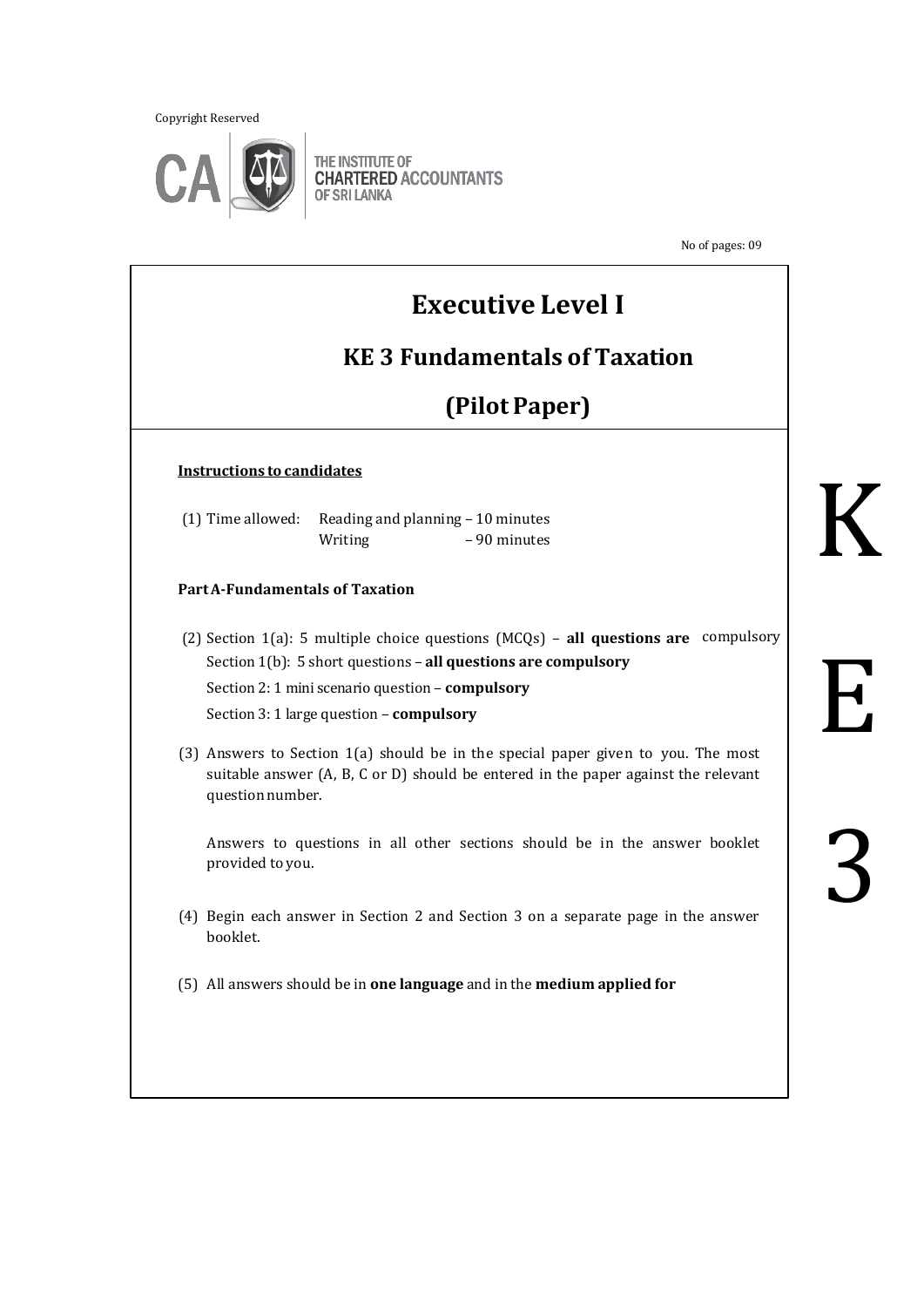Copyright Reserved

THE INSTITUTE OF CHARTERED ACCOUNTANTS OF SRI LANKA

No of pages: 09

# Executive Level I

## KE 3 Fundamentals of Taxation

## (Pilot Paper)

**Instructions to candidates**

(1) Time allowed: Reading and planning – 10 minutes
Writing – 90 minutes

**Part A-Fundamentals of Taxation**

(2) Section 1(a): 5 multiple choice questions (MCQs) – **all questions are** compulsory
Section 1(b): 5 short questions – **all questions are compulsory**
Section 2: 1 mini scenario question – **compulsory**
Section 3: 1 large question – **compulsory**

(3) Answers to Section 1(a) should be in the special paper given to you. The most suitable answer (A, B, C or D) should be entered in the paper against the relevant question number.

Answers to questions in all other sections should be in the answer booklet provided to you.

(4) Begin each answer in Section 2 and Section 3 on a separate page in the answer booklet.

(5) All answers should be in **one language** and in the **medium applied for**

K

E

3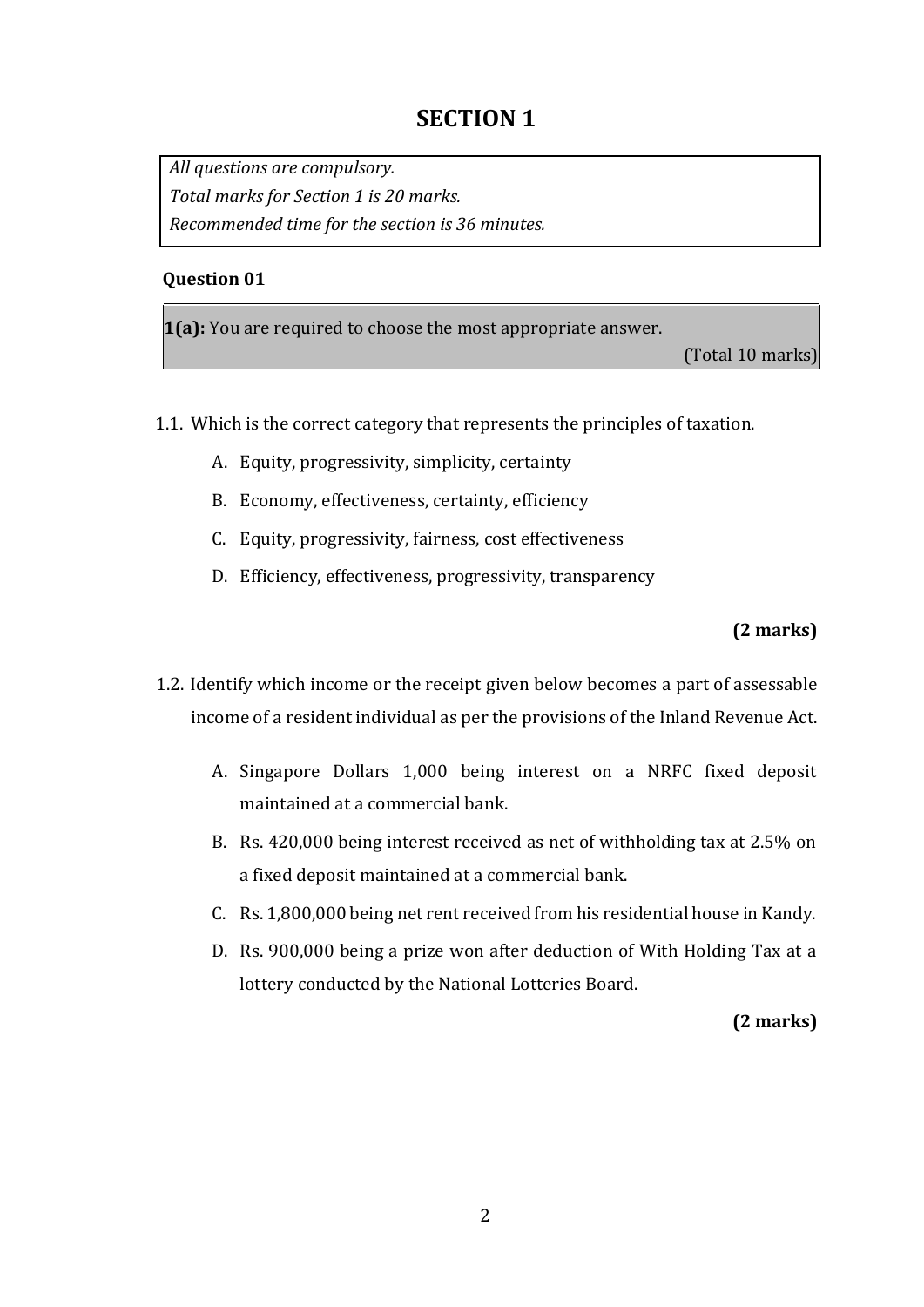# SECTION 1

*All questions are compulsory.*
*Total marks for Section 1 is 20 marks.*
*Recommended time for the section is 36 minutes.*

**Question 01**

**1(a):** You are required to choose the most appropriate answer.

(Total 10 marks)

1.1. Which is the correct category that represents the principles of taxation.

   A. Equity, progressivity, simplicity, certainty

   B. Economy, effectiveness, certainty, efficiency

   C. Equity, progressivity, fairness, cost effectiveness

   D. Efficiency, effectiveness, progressivity, transparency

**(2 marks)**

1.2. Identify which income or the receipt given below becomes a part of assessable income of a resident individual as per the provisions of the Inland Revenue Act.

   A. Singapore Dollars 1,000 being interest on a NRFC fixed deposit maintained at a commercial bank.

   B. Rs. 420,000 being interest received as net of withholding tax at 2.5% on a fixed deposit maintained at a commercial bank.

   C. Rs. 1,800,000 being net rent received from his residential house in Kandy.

   D. Rs. 900,000 being a prize won after deduction of With Holding Tax at a lottery conducted by the National Lotteries Board.

**(2 marks)**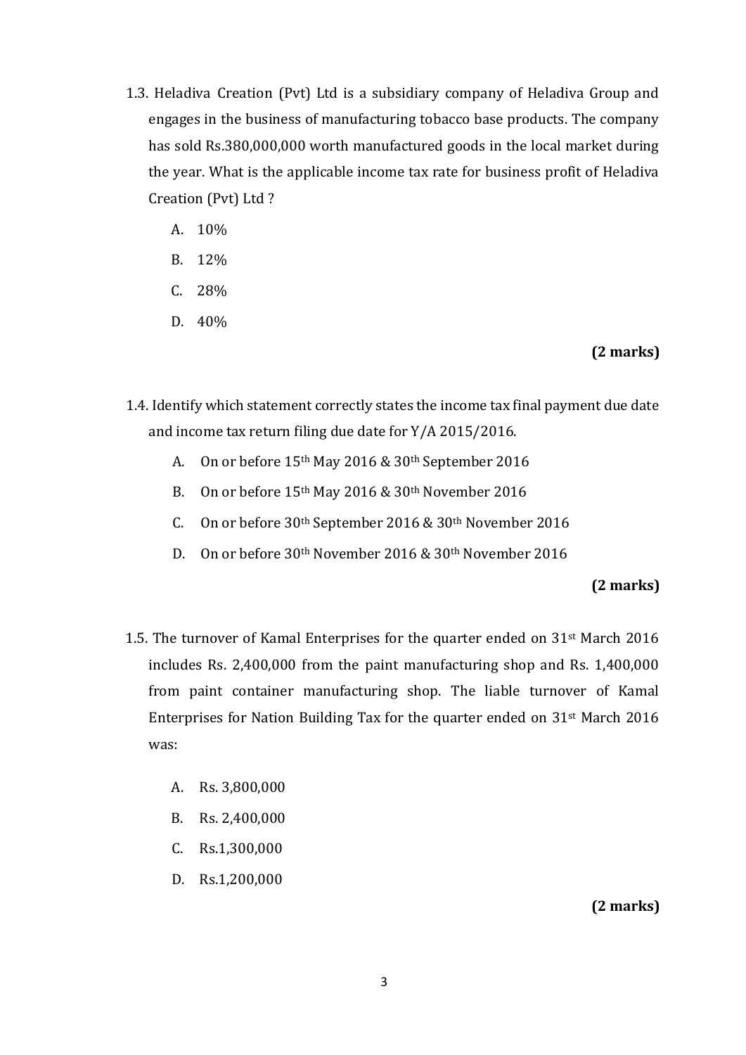1.3. Heladiva Creation (Pvt) Ltd is a subsidiary company of Heladiva Group and engages in the business of manufacturing tobacco base products. The company has sold Rs.380,000,000 worth manufactured goods in the local market during the year. What is the applicable income tax rate for business profit of Heladiva Creation (Pvt) Ltd ?

A. 10%

B. 12%

C. 28%

D. 40%

**(2 marks)**

1.4. Identify which statement correctly states the income tax final payment due date and income tax return filing due date for Y/A 2015/2016.

A. On or before 15th May 2016 & 30th September 2016

B. On or before 15th May 2016 & 30th November 2016

C. On or before 30th September 2016 & 30th November 2016

D. On or before 30th November 2016 & 30th November 2016

**(2 marks)**

1.5. The turnover of Kamal Enterprises for the quarter ended on 31st March 2016 includes Rs. 2,400,000 from the paint manufacturing shop and Rs. 1,400,000 from paint container manufacturing shop. The liable turnover of Kamal Enterprises for Nation Building Tax for the quarter ended on 31st March 2016 was:

A. Rs. 3,800,000

B. Rs. 2,400,000

C. Rs.1,300,000

D. Rs.1,200,000

**(2 marks)**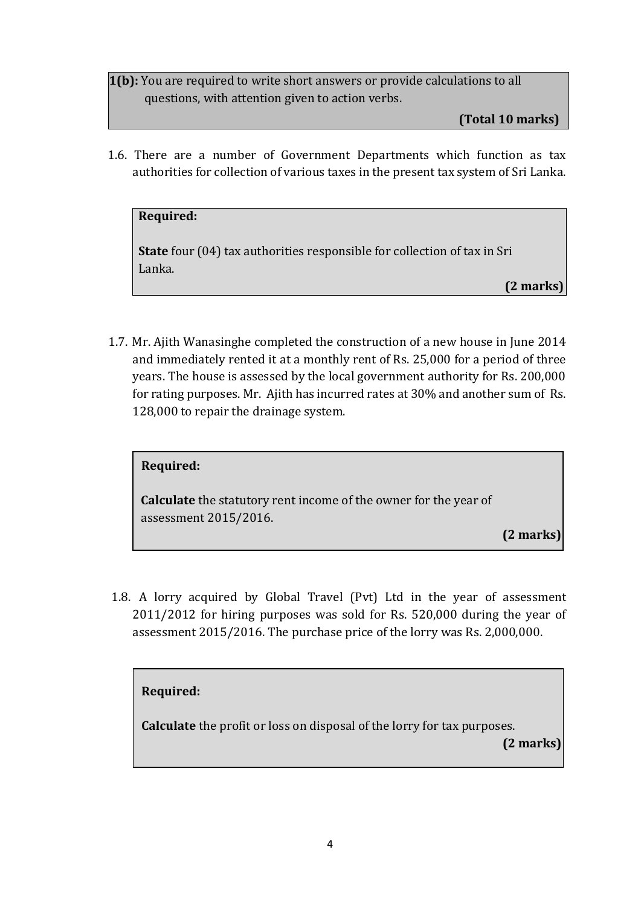**1(b):** You are required to write short answers or provide calculations to all questions, with attention given to action verbs.

**(Total 10 marks)**

1.6. There are a number of Government Departments which function as tax authorities for collection of various taxes in the present tax system of Sri Lanka.

> **Required:**
>
> **State** four (04) tax authorities responsible for collection of tax in Sri Lanka.
>
> **(2 marks)**

1.7. Mr. Ajith Wanasinghe completed the construction of a new house in June 2014 and immediately rented it at a monthly rent of Rs. 25,000 for a period of three years. The house is assessed by the local government authority for Rs. 200,000 for rating purposes. Mr. Ajith has incurred rates at 30% and another sum of Rs. 128,000 to repair the drainage system.

> **Required:**
>
> **Calculate** the statutory rent income of the owner for the year of assessment 2015/2016.
>
> **(2 marks)**

1.8. A lorry acquired by Global Travel (Pvt) Ltd in the year of assessment 2011/2012 for hiring purposes was sold for Rs. 520,000 during the year of assessment 2015/2016. The purchase price of the lorry was Rs. 2,000,000.

> **Required:**
>
> **Calculate** the profit or loss on disposal of the lorry for tax purposes.
>
> **(2 marks)**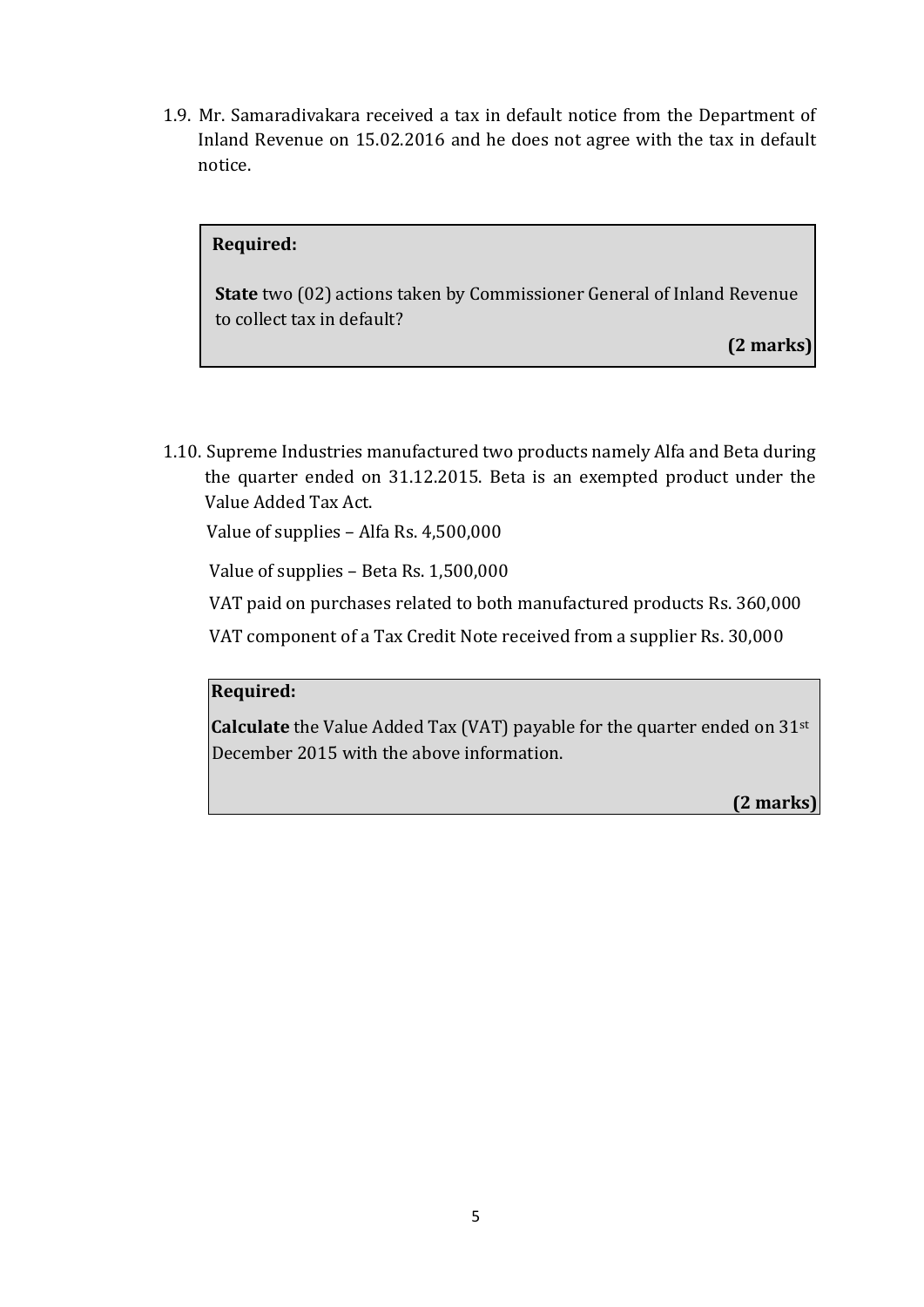1.9. Mr. Samaradivakara received a tax in default notice from the Department of Inland Revenue on 15.02.2016 and he does not agree with the tax in default notice.

> **Required:**
>
> **State** two (02) actions taken by Commissioner General of Inland Revenue to collect tax in default?
>
> **(2 marks)**

1.10. Supreme Industries manufactured two products namely Alfa and Beta during the quarter ended on 31.12.2015. Beta is an exempted product under the Value Added Tax Act.

Value of supplies – Alfa Rs. 4,500,000

Value of supplies – Beta Rs. 1,500,000

VAT paid on purchases related to both manufactured products Rs. 360,000

VAT component of a Tax Credit Note received from a supplier Rs. 30,000

> **Required:**
>
> **Calculate** the Value Added Tax (VAT) payable for the quarter ended on 31st December 2015 with the above information.
>
> **(2 marks)**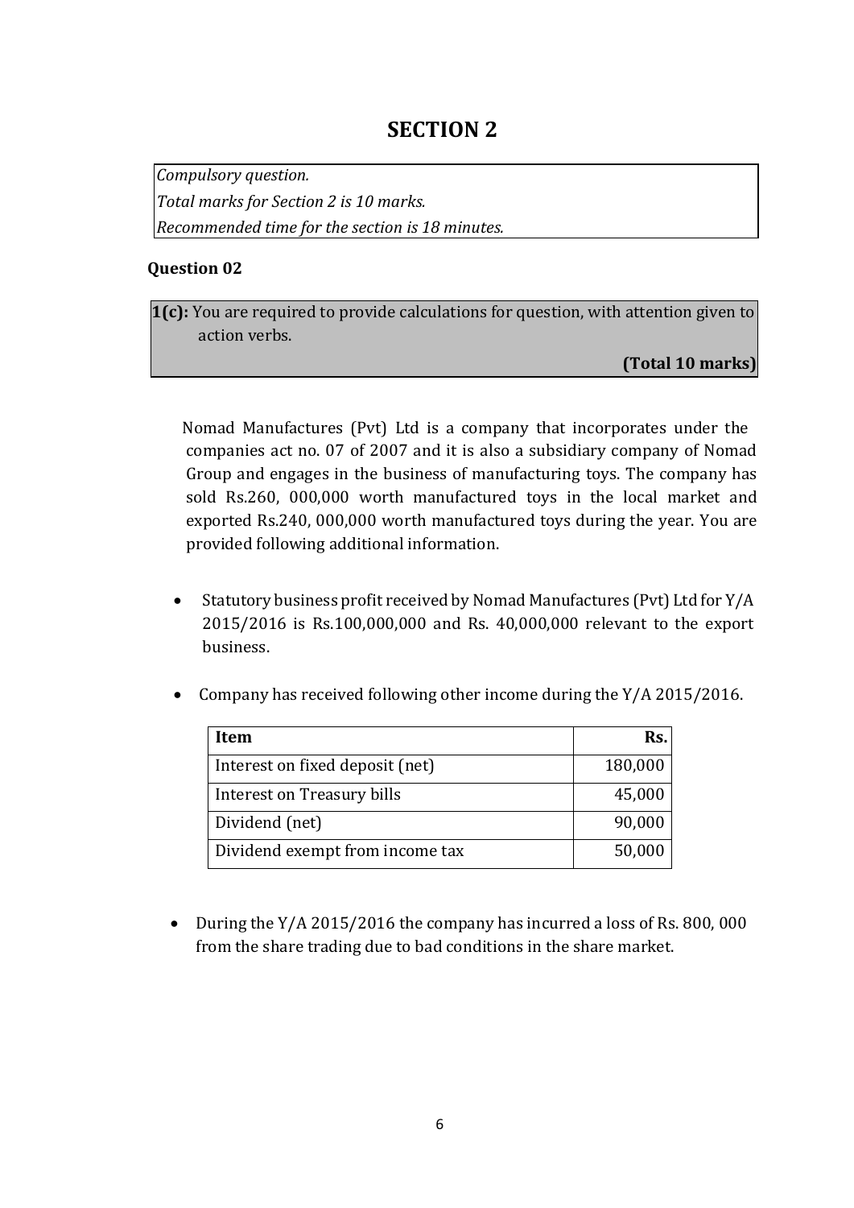# SECTION 2

*Compulsory question.*
*Total marks for Section 2 is 10 marks.*
*Recommended time for the section is 18 minutes.*

**Question 02**

**1(c):** You are required to provide calculations for question, with attention given to action verbs.

**(Total 10 marks)**

Nomad Manufactures (Pvt) Ltd is a company that incorporates under the companies act no. 07 of 2007 and it is also a subsidiary company of Nomad Group and engages in the business of manufacturing toys. The company has sold Rs.260, 000,000 worth manufactured toys in the local market and exported Rs.240, 000,000 worth manufactured toys during the year. You are provided following additional information.

- Statutory business profit received by Nomad Manufactures (Pvt) Ltd for Y/A 2015/2016 is Rs.100,000,000 and Rs. 40,000,000 relevant to the export business.
- Company has received following other income during the Y/A 2015/2016.

| Item | Rs. |
|---|---|
| Interest on fixed deposit (net) | 180,000 |
| Interest on Treasury bills | 45,000 |
| Dividend (net) | 90,000 |
| Dividend exempt from income tax | 50,000 |

- During the Y/A 2015/2016 the company has incurred a loss of Rs. 800, 000 from the share trading due to bad conditions in the share market.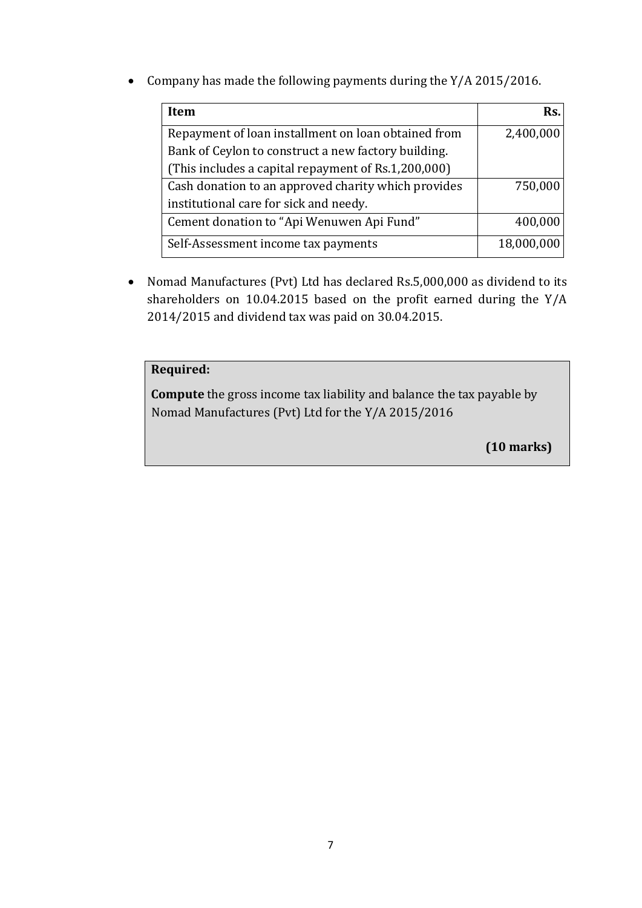- Company has made the following payments during the Y/A 2015/2016.

| Item | Rs. |
|---|---:|
| Repayment of loan installment on loan obtained from Bank of Ceylon to construct a new factory building. (This includes a capital repayment of Rs.1,200,000) | 2,400,000 |
| Cash donation to an approved charity which provides institutional care for sick and needy. | 750,000 |
| Cement donation to "Api Wenuwen Api Fund" | 400,000 |
| Self-Assessment income tax payments | 18,000,000 |

- Nomad Manufactures (Pvt) Ltd has declared Rs.5,000,000 as dividend to its shareholders on 10.04.2015 based on the profit earned during the Y/A 2014/2015 and dividend tax was paid on 30.04.2015.

**Required:**

**Compute** the gross income tax liability and balance the tax payable by Nomad Manufactures (Pvt) Ltd for the Y/A 2015/2016

**(10 marks)**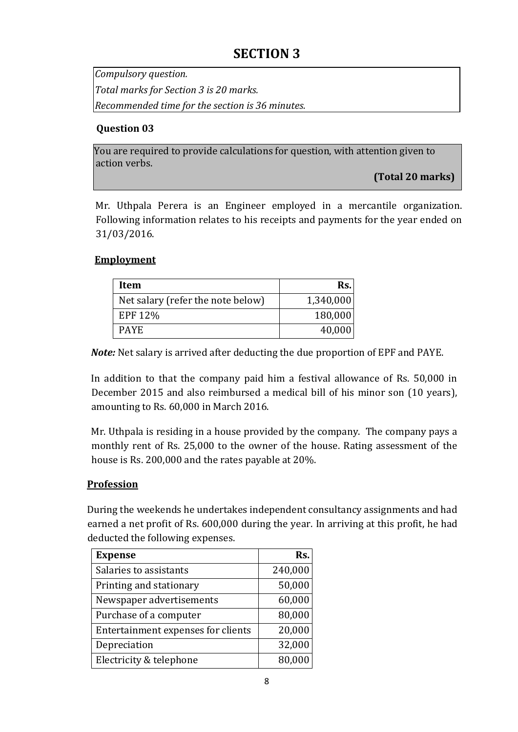# SECTION 3

*Compulsory question.*

*Total marks for Section 3 is 20 marks.*

*Recommended time for the section is 36 minutes.*

**Question 03**

You are required to provide calculations for question, with attention given to action verbs.

**(Total 20 marks)**

Mr. Uthpala Perera is an Engineer employed in a mercantile organization. Following information relates to his receipts and payments for the year ended on 31/03/2016.

**Employment**

| Item | Rs. |
|---|---:|
| Net salary (refer the note below) | 1,340,000 |
| EPF 12% | 180,000 |
| PAYE | 40,000 |

***Note:*** Net salary is arrived after deducting the due proportion of EPF and PAYE.

In addition to that the company paid him a festival allowance of Rs. 50,000 in December 2015 and also reimbursed a medical bill of his minor son (10 years), amounting to Rs. 60,000 in March 2016.

Mr. Uthpala is residing in a house provided by the company. The company pays a monthly rent of Rs. 25,000 to the owner of the house. Rating assessment of the house is Rs. 200,000 and the rates payable at 20%.

**Profession**

During the weekends he undertakes independent consultancy assignments and had earned a net profit of Rs. 600,000 during the year. In arriving at this profit, he had deducted the following expenses.

| Expense | Rs. |
|---|---:|
| Salaries to assistants | 240,000 |
| Printing and stationary | 50,000 |
| Newspaper advertisements | 60,000 |
| Purchase of a computer | 80,000 |
| Entertainment expenses for clients | 20,000 |
| Depreciation | 32,000 |
| Electricity & telephone | 80,000 |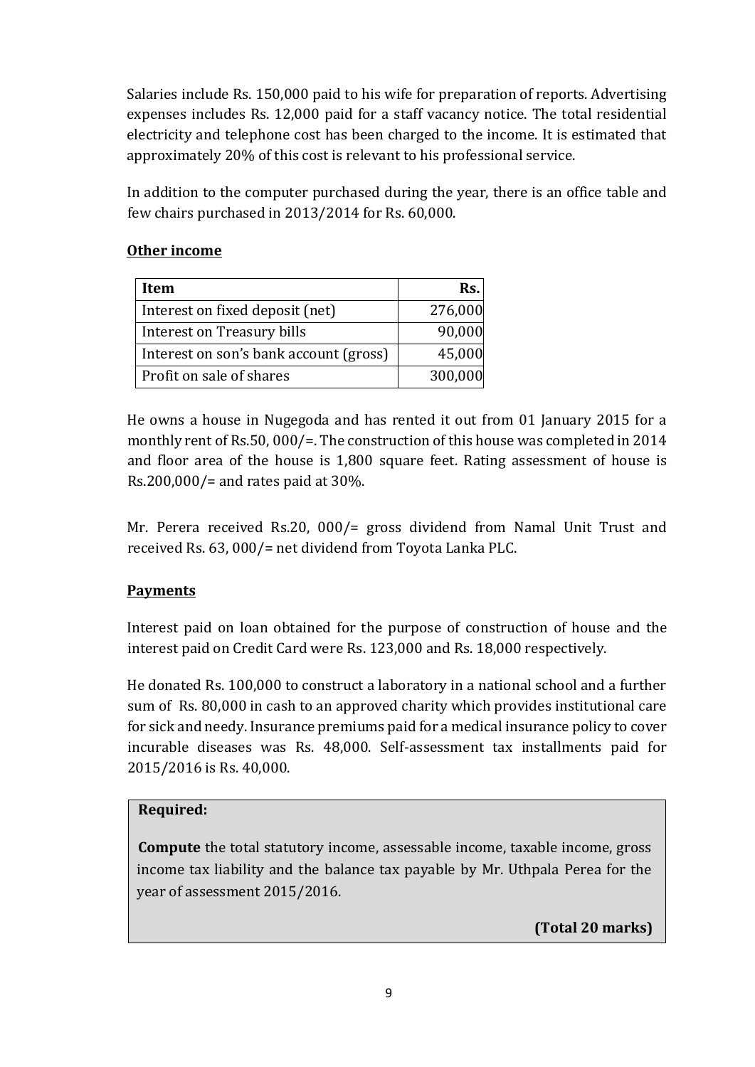Salaries include Rs. 150,000 paid to his wife for preparation of reports. Advertising expenses includes Rs. 12,000 paid for a staff vacancy notice. The total residential electricity and telephone cost has been charged to the income. It is estimated that approximately 20% of this cost is relevant to his professional service.

In addition to the computer purchased during the year, there is an office table and few chairs purchased in 2013/2014 for Rs. 60,000.

**Other income**

| Item | Rs. |
|---|---|
| Interest on fixed deposit (net) | 276,000 |
| Interest on Treasury bills | 90,000 |
| Interest on son's bank account (gross) | 45,000 |
| Profit on sale of shares | 300,000 |

He owns a house in Nugegoda and has rented it out from 01 January 2015 for a monthly rent of Rs.50, 000/=. The construction of this house was completed in 2014 and floor area of the house is 1,800 square feet. Rating assessment of house is Rs.200,000/= and rates paid at 30%.

Mr. Perera received Rs.20, 000/= gross dividend from Namal Unit Trust and received Rs. 63, 000/= net dividend from Toyota Lanka PLC.

**Payments**

Interest paid on loan obtained for the purpose of construction of house and the interest paid on Credit Card were Rs. 123,000 and Rs. 18,000 respectively.

He donated Rs. 100,000 to construct a laboratory in a national school and a further sum of Rs. 80,000 in cash to an approved charity which provides institutional care for sick and needy. Insurance premiums paid for a medical insurance policy to cover incurable diseases was Rs. 48,000. Self-assessment tax installments paid for 2015/2016 is Rs. 40,000.

**Required:**

**Compute** the total statutory income, assessable income, taxable income, gross income tax liability and the balance tax payable by Mr. Uthpala Perea for the year of assessment 2015/2016.

**(Total 20 marks)**